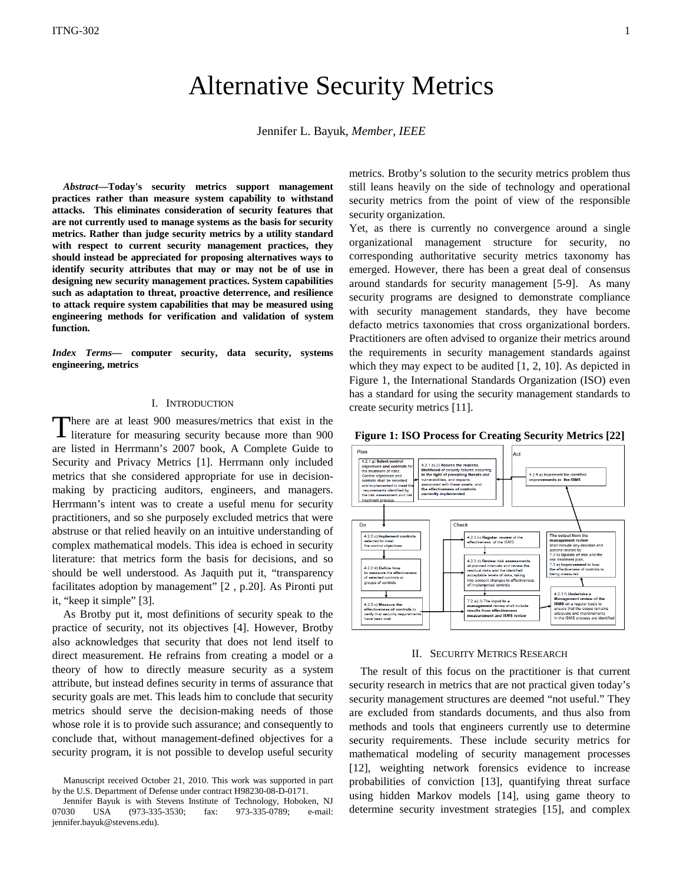# Alternative Security Metrics

Jennifer L. Bayuk, *Member, IEEE*

***Abstract*—Today's security metrics support management practices rather than measure system capability to withstand attacks. This eliminates consideration of security features that are not currently used to manage systems as the basis for security metrics. Rather than judge security metrics by a utility standard with respect to current security management practices, they should instead be appreciated for proposing alternatives ways to identify security attributes that may or may not be of use in designing new security management practices. System capabilities such as adaptation to threat, proactive deterrence, and resilience to attack require system capabilities that may be measured using engineering methods for verification and validation of system function.**

***Index Terms*— computer security, data security, systems engineering, metrics**

## I. Introduction

There are at least 900 measures/metrics that exist in the literature for measuring security because more than 900 are listed in Herrmann's 2007 book, A Complete Guide to Security and Privacy Metrics [1]. Herrmann only included metrics that she considered appropriate for use in decision-making by practicing auditors, engineers, and managers. Herrmann's intent was to create a useful menu for security practitioners, and so she purposely excluded metrics that were abstruse or that relied heavily on an intuitive understanding of complex mathematical models. This idea is echoed in security literature: that metrics form the basis for decisions, and so should be well understood. As Jaquith put it, "transparency facilitates adoption by management" [2 , p.20]. As Pironti put it, "keep it simple" [3].

As Brotby put it, most definitions of security speak to the practice of security, not its objectives [4]. However, Brotby also acknowledges that security that does not lend itself to direct measurement. He refrains from creating a model or a theory of how to directly measure security as a system attribute, but instead defines security in terms of assurance that security goals are met. This leads him to conclude that security metrics should serve the decision-making needs of those whose role it is to provide such assurance; and consequently to conclude that, without management-defined objectives for a security program, it is not possible to develop useful security metrics. Brotby's solution to the security metrics problem thus still leans heavily on the side of technology and operational security metrics from the point of view of the responsible security organization.

Yet, as there is currently no convergence around a single organizational management structure for security, no corresponding authoritative security metrics taxonomy has emerged. However, there has been a great deal of consensus around standards for security management [5-9]. As many security programs are designed to demonstrate compliance with security management standards, they have become defacto metrics taxonomies that cross organizational borders. Practitioners are often advised to organize their metrics around the requirements in security management standards against which they may expect to be audited [1, 2, 10]. As depicted in Figure 1, the International Standards Organization (ISO) even has a standard for using the security management standards to create security metrics [11].

**Figure 1: ISO Process for Creating Security Metrics [22]**

## II. Security Metrics Research

The result of this focus on the practitioner is that current security research in metrics that are not practical given today's security management structures are deemed "not useful." They are excluded from standards documents, and thus also from methods and tools that engineers currently use to determine security requirements. These include security metrics for mathematical modeling of security management processes [12], weighting network forensics evidence to increase probabilities of conviction [13], quantifying threat surface using hidden Markov models [14], using game theory to determine security investment strategies [15], and complex

Manuscript received October 21, 2010. This work was supported in part by the U.S. Department of Defense under contract H98230-08-D-0171.

Jennifer Bayuk is with Stevens Institute of Technology, Hoboken, NJ 07030 USA (973-335-3530; fax: 973-335-0789; e-mail: jennifer.bayuk@stevens.edu).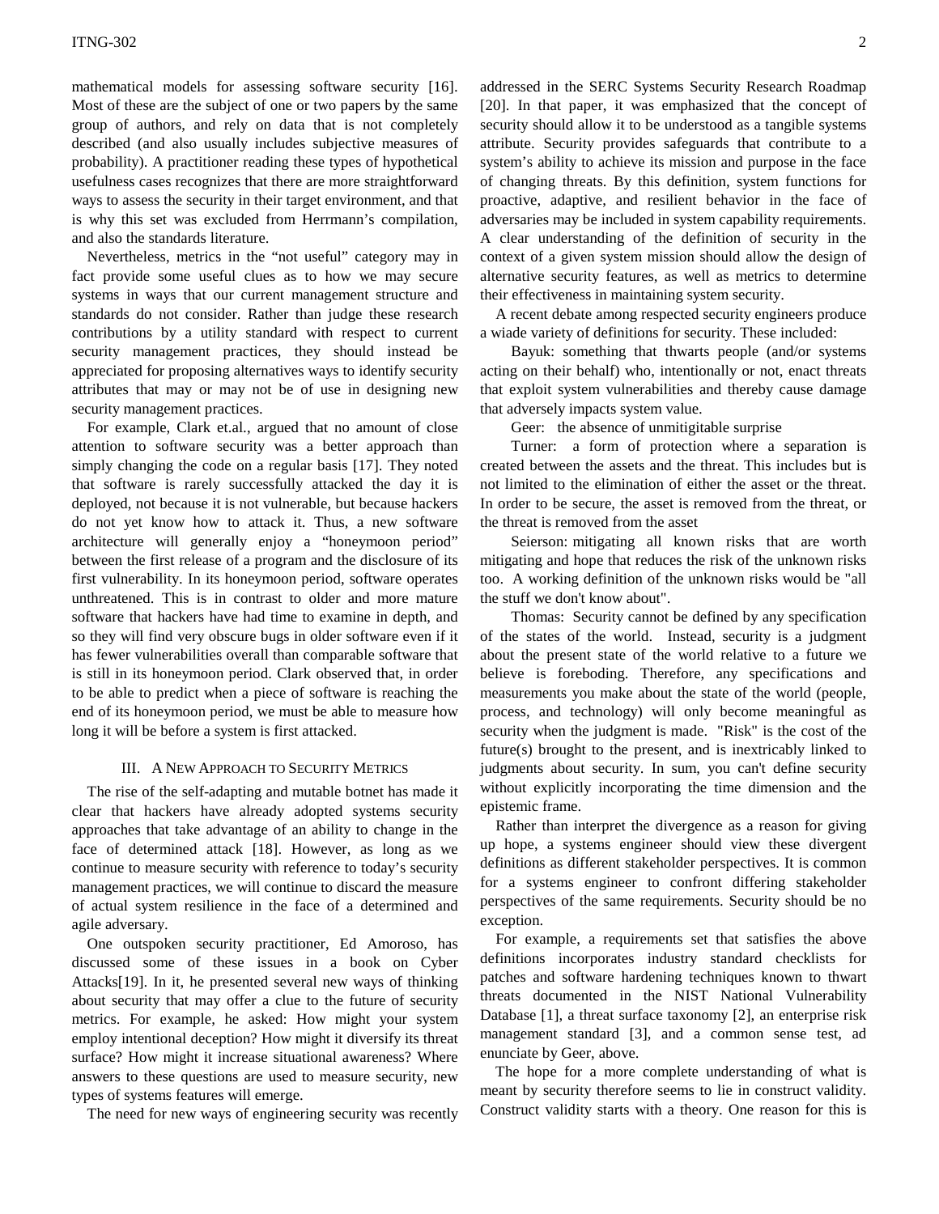mathematical models for assessing software security [16]. Most of these are the subject of one or two papers by the same group of authors, and rely on data that is not completely described (and also usually includes subjective measures of probability). A practitioner reading these types of hypothetical usefulness cases recognizes that there are more straightforward ways to assess the security in their target environment, and that is why this set was excluded from Herrmann's compilation, and also the standards literature.

Nevertheless, metrics in the "not useful" category may in fact provide some useful clues as to how we may secure systems in ways that our current management structure and standards do not consider. Rather than judge these research contributions by a utility standard with respect to current security management practices, they should instead be appreciated for proposing alternatives ways to identify security attributes that may or may not be of use in designing new security management practices.

For example, Clark et.al., argued that no amount of close attention to software security was a better approach than simply changing the code on a regular basis [17]. They noted that software is rarely successfully attacked the day it is deployed, not because it is not vulnerable, but because hackers do not yet know how to attack it. Thus, a new software architecture will generally enjoy a "honeymoon period" between the first release of a program and the disclosure of its first vulnerability. In its honeymoon period, software operates unthreatened. This is in contrast to older and more mature software that hackers have had time to examine in depth, and so they will find very obscure bugs in older software even if it has fewer vulnerabilities overall than comparable software that is still in its honeymoon period. Clark observed that, in order to be able to predict when a piece of software is reaching the end of its honeymoon period, we must be able to measure how long it will be before a system is first attacked.

## III. A New Approach to Security Metrics

The rise of the self-adapting and mutable botnet has made it clear that hackers have already adopted systems security approaches that take advantage of an ability to change in the face of determined attack [18]. However, as long as we continue to measure security with reference to today's security management practices, we will continue to discard the measure of actual system resilience in the face of a determined and agile adversary.

One outspoken security practitioner, Ed Amoroso, has discussed some of these issues in a book on Cyber Attacks[19]. In it, he presented several new ways of thinking about security that may offer a clue to the future of security metrics. For example, he asked: How might your system employ intentional deception? How might it diversify its threat surface? How might it increase situational awareness? Where answers to these questions are used to measure security, new types of systems features will emerge.

The need for new ways of engineering security was recently addressed in the SERC Systems Security Research Roadmap [20]. In that paper, it was emphasized that the concept of security should allow it to be understood as a tangible systems attribute. Security provides safeguards that contribute to a system's ability to achieve its mission and purpose in the face of changing threats. By this definition, system functions for proactive, adaptive, and resilient behavior in the face of adversaries may be included in system capability requirements. A clear understanding of the definition of security in the context of a given system mission should allow the design of alternative security features, as well as metrics to determine their effectiveness in maintaining system security.

A recent debate among respected security engineers produce a wiade variety of definitions for security. These included:

Bayuk: something that thwarts people (and/or systems acting on their behalf) who, intentionally or not, enact threats that exploit system vulnerabilities and thereby cause damage that adversely impacts system value.

Geer: the absence of unmitigitable surprise

Turner: a form of protection where a separation is created between the assets and the threat. This includes but is not limited to the elimination of either the asset or the threat. In order to be secure, the asset is removed from the threat, or the threat is removed from the asset

Seierson: mitigating all known risks that are worth mitigating and hope that reduces the risk of the unknown risks too. A working definition of the unknown risks would be "all the stuff we don't know about".

Thomas: Security cannot be defined by any specification of the states of the world. Instead, security is a judgment about the present state of the world relative to a future we believe is foreboding. Therefore, any specifications and measurements you make about the state of the world (people, process, and technology) will only become meaningful as security when the judgment is made. "Risk" is the cost of the future(s) brought to the present, and is inextricably linked to judgments about security. In sum, you can't define security without explicitly incorporating the time dimension and the epistemic frame.

Rather than interpret the divergence as a reason for giving up hope, a systems engineer should view these divergent definitions as different stakeholder perspectives. It is common for a systems engineer to confront differing stakeholder perspectives of the same requirements. Security should be no exception.

For example, a requirements set that satisfies the above definitions incorporates industry standard checklists for patches and software hardening techniques known to thwart threats documented in the NIST National Vulnerability Database [1], a threat surface taxonomy [2], an enterprise risk management standard [3], and a common sense test, ad enunciate by Geer, above.

The hope for a more complete understanding of what is meant by security therefore seems to lie in construct validity. Construct validity starts with a theory. One reason for this is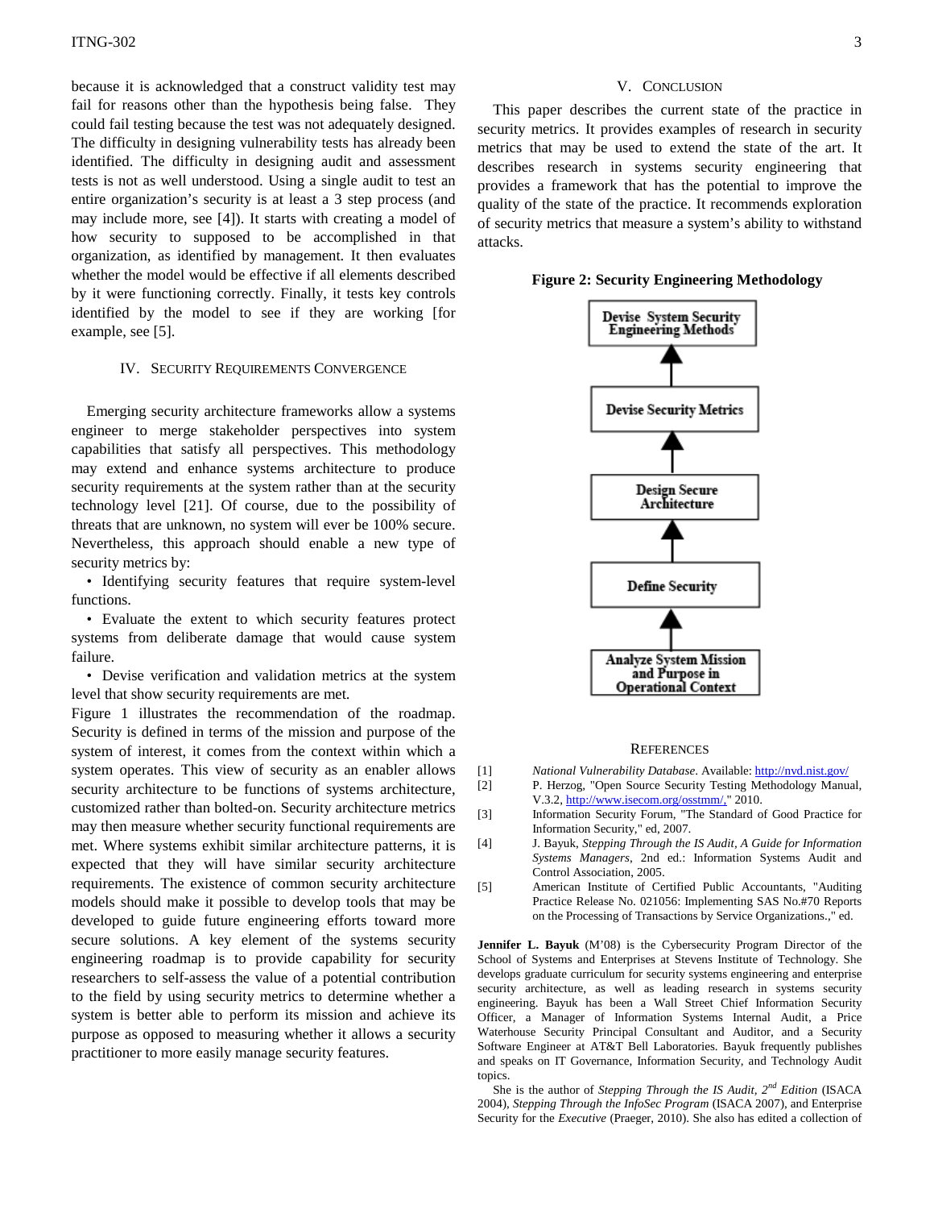because it is acknowledged that a construct validity test may fail for reasons other than the hypothesis being false. They could fail testing because the test was not adequately designed. The difficulty in designing vulnerability tests has already been identified. The difficulty in designing audit and assessment tests is not as well understood. Using a single audit to test an entire organization's security is at least a 3 step process (and may include more, see [4]). It starts with creating a model of how security to supposed to be accomplished in that organization, as identified by management. It then evaluates whether the model would be effective if all elements described by it were functioning correctly. Finally, it tests key controls identified by the model to see if they are working [for example, see [5].

## IV. Security Requirements Convergence

Emerging security architecture frameworks allow a systems engineer to merge stakeholder perspectives into system capabilities that satisfy all perspectives. This methodology may extend and enhance systems architecture to produce security requirements at the system rather than at the security technology level [21]. Of course, due to the possibility of threats that are unknown, no system will ever be 100% secure. Nevertheless, this approach should enable a new type of security metrics by:

- Identifying security features that require system-level functions.
- Evaluate the extent to which security features protect systems from deliberate damage that would cause system failure.
- Devise verification and validation metrics at the system level that show security requirements are met.

Figure 1 illustrates the recommendation of the roadmap. Security is defined in terms of the mission and purpose of the system of interest, it comes from the context within which a system operates. This view of security as an enabler allows security architecture to be functions of systems architecture, customized rather than bolted-on. Security architecture metrics may then measure whether security functional requirements are met. Where systems exhibit similar architecture patterns, it is expected that they will have similar security architecture requirements. The existence of common security architecture models should make it possible to develop tools that may be developed to guide future engineering efforts toward more secure solutions. A key element of the systems security engineering roadmap is to provide capability for security researchers to self-assess the value of a potential contribution to the field by using security metrics to determine whether a system is better able to perform its mission and achieve its purpose as opposed to measuring whether it allows a security practitioner to more easily manage security features.

## V. Conclusion

This paper describes the current state of the practice in security metrics. It provides examples of research in security metrics that may be used to extend the state of the art. It describes research in systems security engineering that provides a framework that has the potential to improve the quality of the state of the practice. It recommends exploration of security metrics that measure a system's ability to withstand attacks.

**Figure 2: Security Engineering Methodology**

Analyze System Mission and Purpose in Operational Context → Define Security → Design Secure Architecture → Devise Security Metrics → Devise System Security Engineering Methods

## References

[1] *National Vulnerability Database*. Available: http://nvd.nist.gov/

[2] P. Herzog, "Open Source Security Testing Methodology Manual, V.3.2, http://www.isecom.org/osstmm/," 2010.

[3] Information Security Forum, "The Standard of Good Practice for Information Security," ed, 2007.

[4] J. Bayuk, *Stepping Through the IS Audit, A Guide for Information Systems Managers*, 2nd ed.: Information Systems Audit and Control Association, 2005.

[5] American Institute of Certified Public Accountants, "Auditing Practice Release No. 021056: Implementing SAS No.#70 Reports on the Processing of Transactions by Service Organizations.," ed.

**Jennifer L. Bayuk** (M'08) is the Cybersecurity Program Director of the School of Systems and Enterprises at Stevens Institute of Technology. She develops graduate curriculum for security systems engineering and enterprise security architecture, as well as leading research in systems security engineering. Bayuk has been a Wall Street Chief Information Security Officer, a Manager of Information Systems Internal Audit, a Price Waterhouse Security Principal Consultant and Auditor, and a Security Software Engineer at AT&T Bell Laboratories. Bayuk frequently publishes and speaks on IT Governance, Information Security, and Technology Audit topics.

She is the author of *Stepping Through the IS Audit, 2nd Edition* (ISACA 2004), *Stepping Through the InfoSec Program* (ISACA 2007), and Enterprise Security for the *Executive* (Praeger, 2010). She also has edited a collection of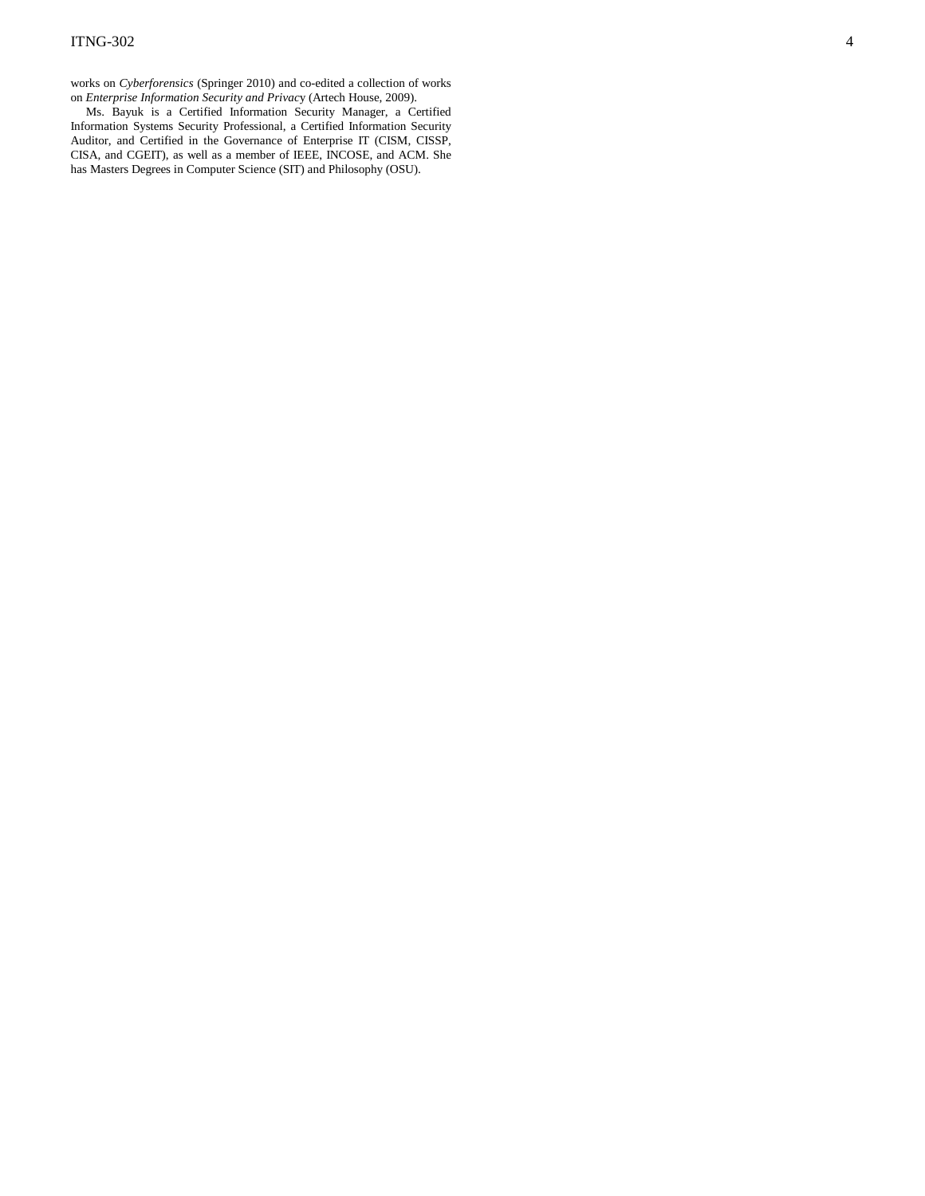works on *Cyberforensics* (Springer 2010) and co-edited a collection of works on *Enterprise Information Security and Privacy* (Artech House, 2009).

Ms. Bayuk is a Certified Information Security Manager, a Certified Information Systems Security Professional, a Certified Information Security Auditor, and Certified in the Governance of Enterprise IT (CISM, CISSP, CISA, and CGEIT), as well as a member of IEEE, INCOSE, and ACM. She has Masters Degrees in Computer Science (SIT) and Philosophy (OSU).